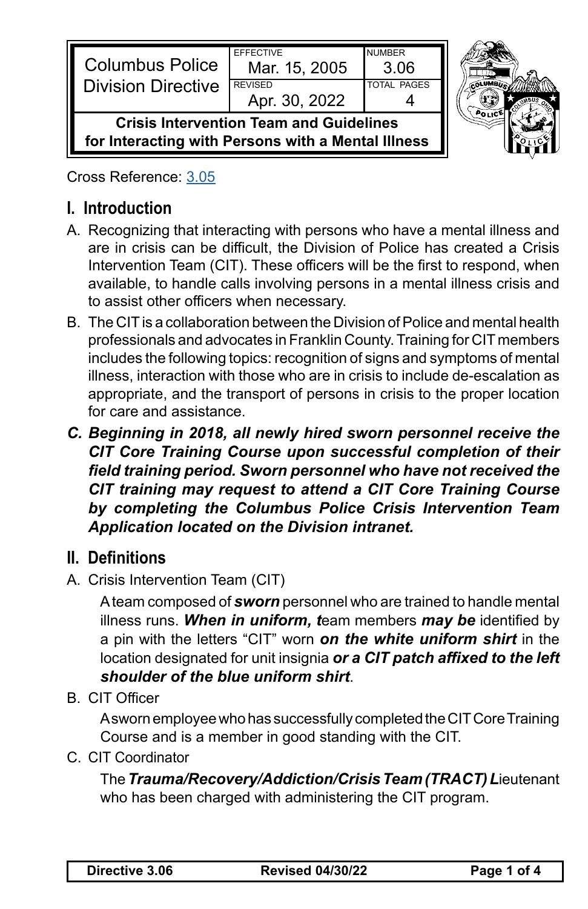| Columbus Police Division Directive | EFFECTIVE Mar. 15, 2005 | NUMBER 3.06 |
| --- | --- | --- |
| | REVISED Apr. 30, 2022 | TOTAL PAGES 4 |

**Crisis Intervention Team and Guidelines for Interacting with Persons with a Mental Illness**

Cross Reference: 3.05

## I. Introduction

A. Recognizing that interacting with persons who have a mental illness and are in crisis can be difficult, the Division of Police has created a Crisis Intervention Team (CIT). These officers will be the first to respond, when available, to handle calls involving persons in a mental illness crisis and to assist other officers when necessary.

B. The CIT is a collaboration between the Division of Police and mental health professionals and advocates in Franklin County. Training for CIT members includes the following topics: recognition of signs and symptoms of mental illness, interaction with those who are in crisis to include de-escalation as appropriate, and the transport of persons in crisis to the proper location for care and assistance.

***C. Beginning in 2018, all newly hired sworn personnel receive the CIT Core Training Course upon successful completion of their field training period. Sworn personnel who have not received the CIT training may request to attend a CIT Core Training Course by completing the Columbus Police Crisis Intervention Team Application located on the Division intranet.***

## II. Definitions

A. Crisis Intervention Team (CIT)

A team composed of ***sworn*** personnel who are trained to handle mental illness runs. ***When in uniform, t***eam members ***may be*** identified by a pin with the letters "CIT" worn ***on the white uniform shirt*** in the location designated for unit insignia ***or a CIT patch affixed to the left shoulder of the blue uniform shirt***.

B. CIT Officer

A sworn employee who has successfully completed the CIT Core Training Course and is a member in good standing with the CIT.

C. CIT Coordinator

The ***Trauma/Recovery/Addiction/Crisis Team (TRACT) L***ieutenant who has been charged with administering the CIT program.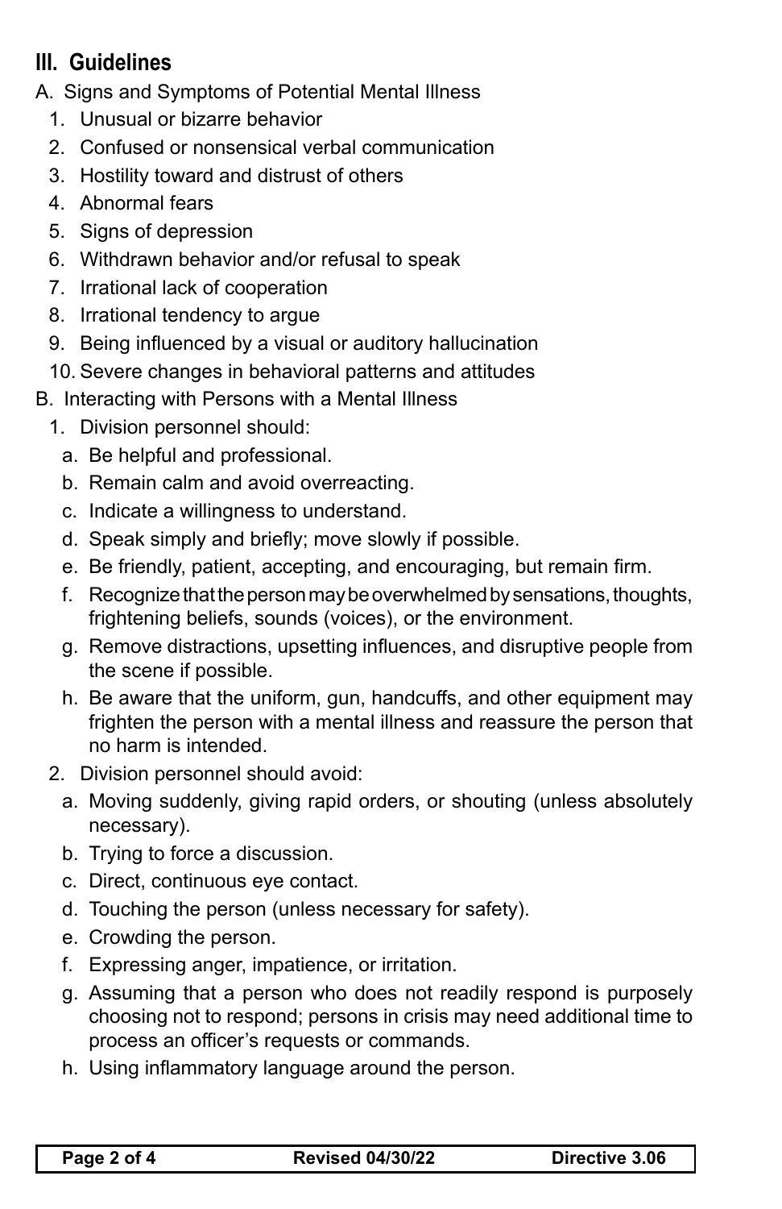## III. Guidelines

A. Signs and Symptoms of Potential Mental Illness

1. Unusual or bizarre behavior
2. Confused or nonsensical verbal communication
3. Hostility toward and distrust of others
4. Abnormal fears
5. Signs of depression
6. Withdrawn behavior and/or refusal to speak
7. Irrational lack of cooperation
8. Irrational tendency to argue
9. Being influenced by a visual or auditory hallucination
10. Severe changes in behavioral patterns and attitudes

B. Interacting with Persons with a Mental Illness

1. Division personnel should:
   - a. Be helpful and professional.
   - b. Remain calm and avoid overreacting.
   - c. Indicate a willingness to understand.
   - d. Speak simply and briefly; move slowly if possible.
   - e. Be friendly, patient, accepting, and encouraging, but remain firm.
   - f. Recognize that the person may be overwhelmed by sensations, thoughts, frightening beliefs, sounds (voices), or the environment.
   - g. Remove distractions, upsetting influences, and disruptive people from the scene if possible.
   - h. Be aware that the uniform, gun, handcuffs, and other equipment may frighten the person with a mental illness and reassure the person that no harm is intended.
2. Division personnel should avoid:
   - a. Moving suddenly, giving rapid orders, or shouting (unless absolutely necessary).
   - b. Trying to force a discussion.
   - c. Direct, continuous eye contact.
   - d. Touching the person (unless necessary for safety).
   - e. Crowding the person.
   - f. Expressing anger, impatience, or irritation.
   - g. Assuming that a person who does not readily respond is purposely choosing not to respond; persons in crisis may need additional time to process an officer's requests or commands.
   - h. Using inflammatory language around the person.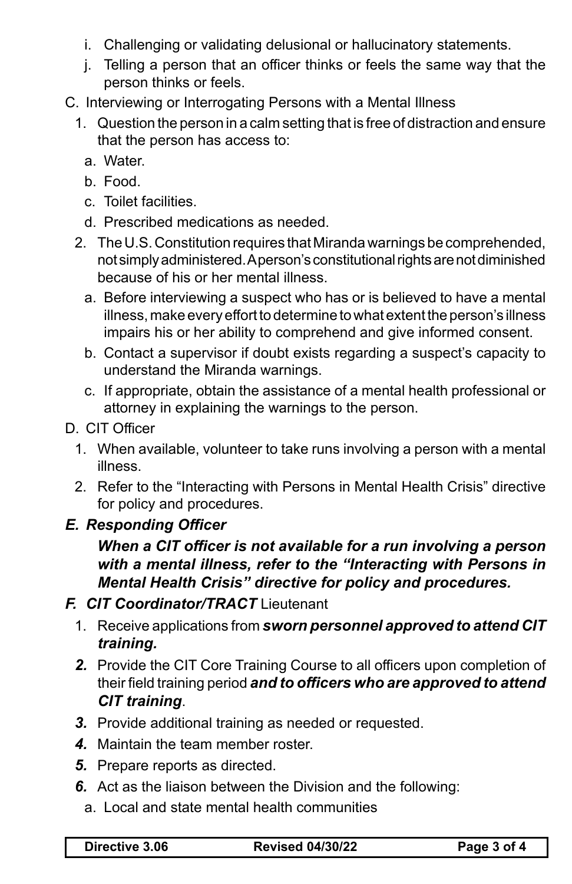i. Challenging or validating delusional or hallucinatory statements.
   j. Telling a person that an officer thinks or feels the same way that the person thinks or feels.

C. Interviewing or Interrogating Persons with a Mental Illness
   1. Question the person in a calm setting that is free of distraction and ensure that the person has access to:
      a. Water.
      b. Food.
      c. Toilet facilities.
      d. Prescribed medications as needed.
   2. The U.S. Constitution requires that Miranda warnings be comprehended, not simply administered. A person's constitutional rights are not diminished because of his or her mental illness.
      a. Before interviewing a suspect who has or is believed to have a mental illness, make every effort to determine to what extent the person's illness impairs his or her ability to comprehend and give informed consent.
      b. Contact a supervisor if doubt exists regarding a suspect's capacity to understand the Miranda warnings.
      c. If appropriate, obtain the assistance of a mental health professional or attorney in explaining the warnings to the person.

D. CIT Officer
   1. When available, volunteer to take runs involving a person with a mental illness.
   2. Refer to the "Interacting with Persons in Mental Health Crisis" directive for policy and procedures.

***E. Responding Officer***

***When a CIT officer is not available for a run involving a person with a mental illness, refer to the "Interacting with Persons in Mental Health Crisis" directive for policy and procedures.***

***F. CIT Coordinator/TRACT*** Lieutenant
   1. Receive applications from ***sworn personnel approved to attend CIT training.***
   ***2.*** Provide the CIT Core Training Course to all officers upon completion of their field training period ***and to officers who are approved to attend CIT training***.
   ***3.*** Provide additional training as needed or requested.
   ***4.*** Maintain the team member roster.
   ***5.*** Prepare reports as directed.
   ***6.*** Act as the liaison between the Division and the following:
      a. Local and state mental health communities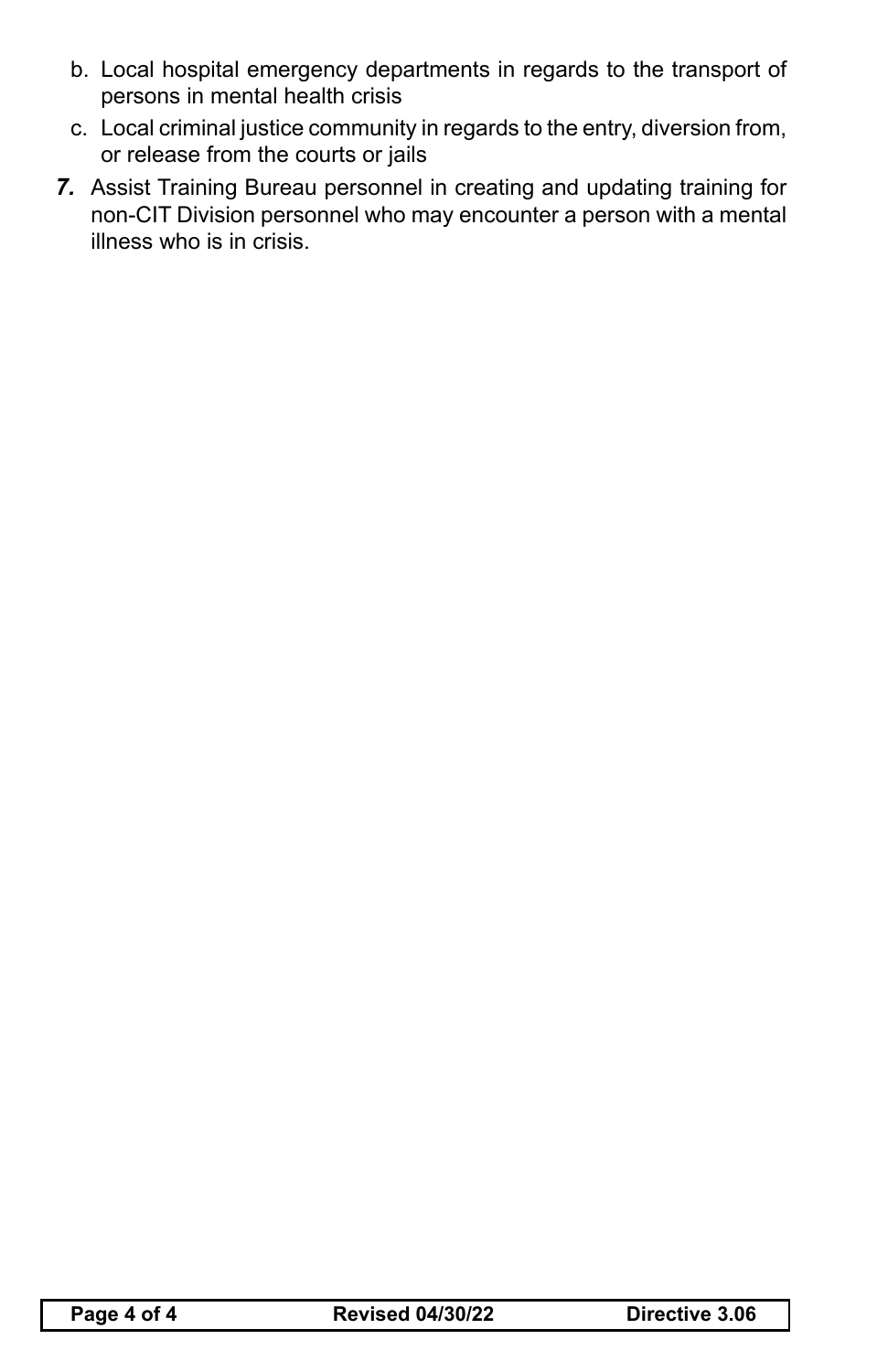b. Local hospital emergency departments in regards to the transport of persons in mental health crisis
   c. Local criminal justice community in regards to the entry, diversion from, or release from the courts or jails

***7.*** Assist Training Bureau personnel in creating and updating training for non-CIT Division personnel who may encounter a person with a mental illness who is in crisis.